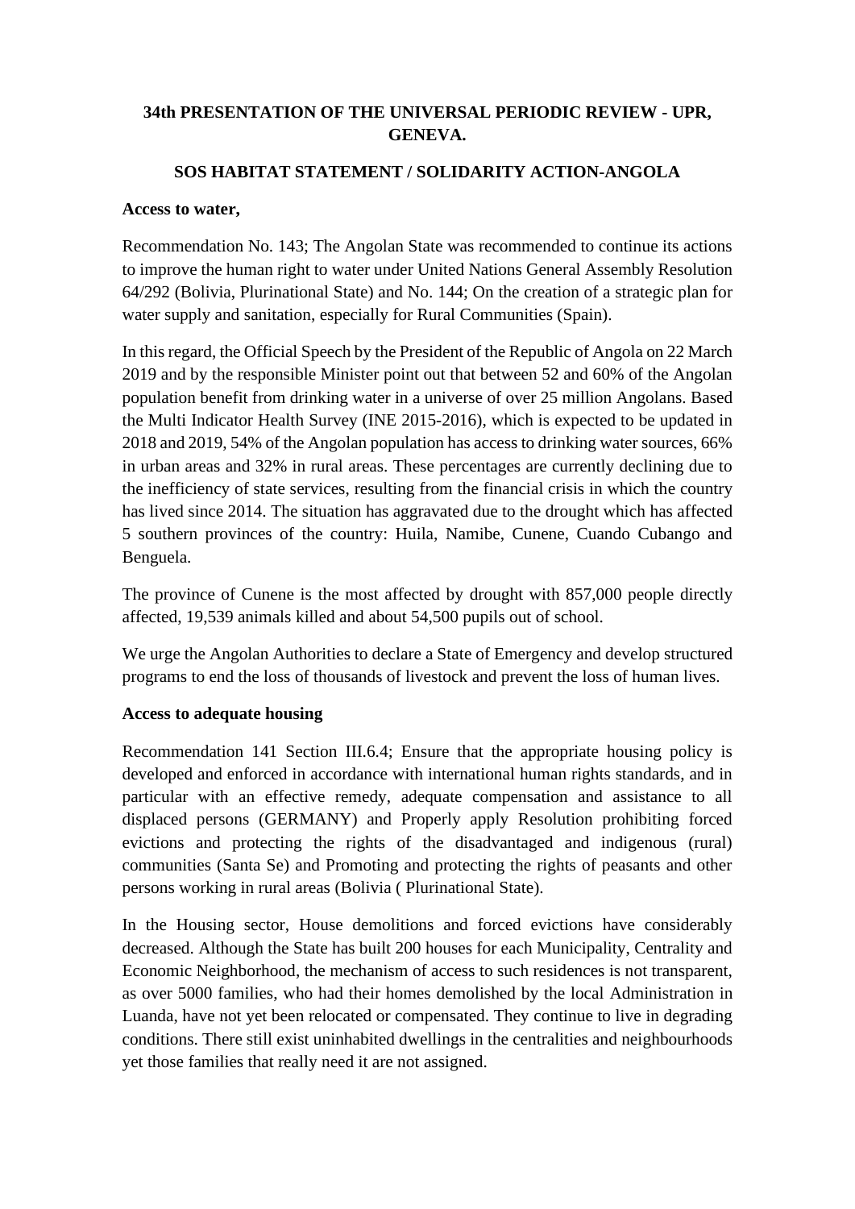# 34th PRESENTATION OF THE UNIVERSAL PERIODIC REVIEW - UPR, GENEVA.

## SOS HABITAT STATEMENT / SOLIDARITY ACTION-ANGOLA

**Access to water,**

Recommendation No. 143; The Angolan State was recommended to continue its actions to improve the human right to water under United Nations General Assembly Resolution 64/292 (Bolivia, Plurinational State) and No. 144; On the creation of a strategic plan for water supply and sanitation, especially for Rural Communities (Spain).

In this regard, the Official Speech by the President of the Republic of Angola on 22 March 2019 and by the responsible Minister point out that between 52 and 60% of the Angolan population benefit from drinking water in a universe of over 25 million Angolans. Based the Multi Indicator Health Survey (INE 2015-2016), which is expected to be updated in 2018 and 2019, 54% of the Angolan population has access to drinking water sources, 66% in urban areas and 32% in rural areas. These percentages are currently declining due to the inefficiency of state services, resulting from the financial crisis in which the country has lived since 2014. The situation has aggravated due to the drought which has affected 5 southern provinces of the country: Huila, Namibe, Cunene, Cuando Cubango and Benguela.

The province of Cunene is the most affected by drought with 857,000 people directly affected, 19,539 animals killed and about 54,500 pupils out of school.

We urge the Angolan Authorities to declare a State of Emergency and develop structured programs to end the loss of thousands of livestock and prevent the loss of human lives.

**Access to adequate housing**

Recommendation 141 Section III.6.4; Ensure that the appropriate housing policy is developed and enforced in accordance with international human rights standards, and in particular with an effective remedy, adequate compensation and assistance to all displaced persons (GERMANY) and Properly apply Resolution prohibiting forced evictions and protecting the rights of the disadvantaged and indigenous (rural) communities (Santa Se) and Promoting and protecting the rights of peasants and other persons working in rural areas (Bolivia ( Plurinational State).

In the Housing sector, House demolitions and forced evictions have considerably decreased. Although the State has built 200 houses for each Municipality, Centrality and Economic Neighborhood, the mechanism of access to such residences is not transparent, as over 5000 families, who had their homes demolished by the local Administration in Luanda, have not yet been relocated or compensated. They continue to live in degrading conditions. There still exist uninhabited dwellings in the centralities and neighbourhoods yet those families that really need it are not assigned.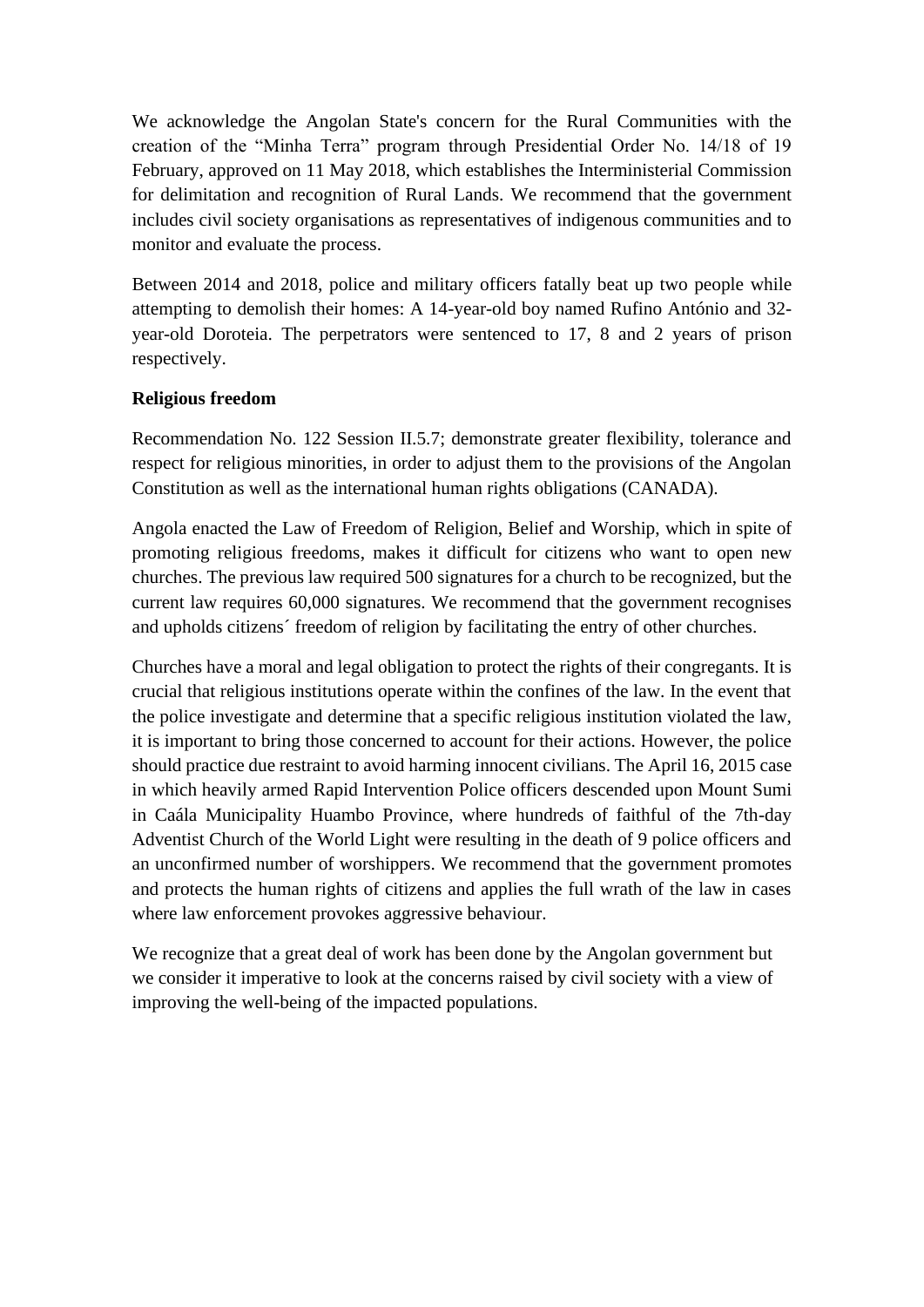We acknowledge the Angolan State's concern for the Rural Communities with the creation of the "Minha Terra" program through Presidential Order No. 14/18 of 19 February, approved on 11 May 2018, which establishes the Interministerial Commission for delimitation and recognition of Rural Lands. We recommend that the government includes civil society organisations as representatives of indigenous communities and to monitor and evaluate the process.

Between 2014 and 2018, police and military officers fatally beat up two people while attempting to demolish their homes: A 14-year-old boy named Rufino António and 32-year-old Doroteia. The perpetrators were sentenced to 17, 8 and 2 years of prison respectively.

**Religious freedom**

Recommendation No. 122 Session II.5.7; demonstrate greater flexibility, tolerance and respect for religious minorities, in order to adjust them to the provisions of the Angolan Constitution as well as the international human rights obligations (CANADA).

Angola enacted the Law of Freedom of Religion, Belief and Worship, which in spite of promoting religious freedoms, makes it difficult for citizens who want to open new churches. The previous law required 500 signatures for a church to be recognized, but the current law requires 60,000 signatures. We recommend that the government recognises and upholds citizens´ freedom of religion by facilitating the entry of other churches.

Churches have a moral and legal obligation to protect the rights of their congregants. It is crucial that religious institutions operate within the confines of the law. In the event that the police investigate and determine that a specific religious institution violated the law, it is important to bring those concerned to account for their actions. However, the police should practice due restraint to avoid harming innocent civilians. The April 16, 2015 case in which heavily armed Rapid Intervention Police officers descended upon Mount Sumi in Caála Municipality Huambo Province, where hundreds of faithful of the 7th-day Adventist Church of the World Light were resulting in the death of 9 police officers and an unconfirmed number of worshippers. We recommend that the government promotes and protects the human rights of citizens and applies the full wrath of the law in cases where law enforcement provokes aggressive behaviour.

We recognize that a great deal of work has been done by the Angolan government but we consider it imperative to look at the concerns raised by civil society with a view of improving the well-being of the impacted populations.